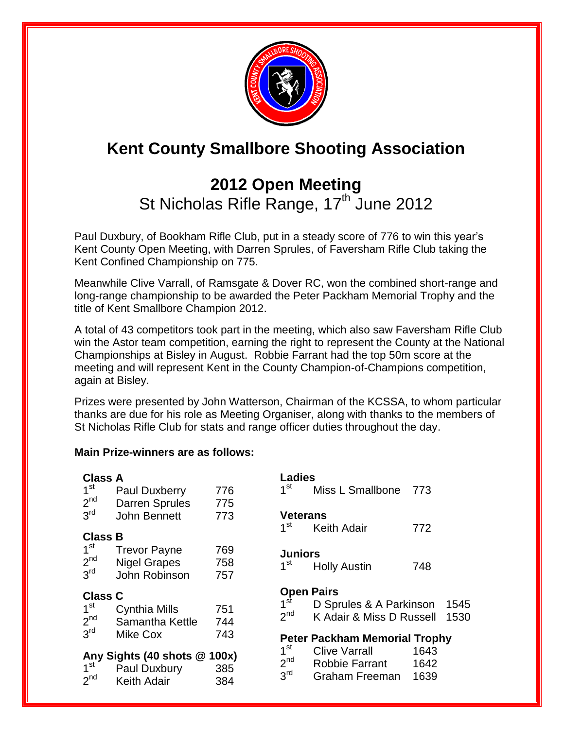# Kent County Smallbore Shooting Association

## 2012 Open Meeting

St Nicholas Rifle Range, 17th June 2012

Paul Duxbury, of Bookham Rifle Club, put in a steady score of 776 to win this year's Kent County Open Meeting, with Darren Sprules, of Faversham Rifle Club taking the Kent Confined Championship on 775.

Meanwhile Clive Varrall, of Ramsgate & Dover RC, won the combined short-range and long-range championship to be awarded the Peter Packham Memorial Trophy and the title of Kent Smallbore Champion 2012.

A total of 43 competitors took part in the meeting, which also saw Faversham Rifle Club win the Astor team competition, earning the right to represent the County at the National Championships at Bisley in August. Robbie Farrant had the top 50m score at the meeting and will represent Kent in the County Champion-of-Champions competition, again at Bisley.

Prizes were presented by John Watterson, Chairman of the KCSSA, to whom particular thanks are due for his role as Meeting Organiser, along with thanks to the members of St Nicholas Rifle Club for stats and range officer duties throughout the day.

**Main Prize-winners are as follows:**

**Class A**

| | | |
|---|---|---|
| 1st | Paul Duxberry | 776 |
| 2nd | Darren Sprules | 775 |
| 3rd | John Bennett | 773 |

**Class B**

| | | |
|---|---|---|
| 1st | Trevor Payne | 769 |
| 2nd | Nigel Grapes | 758 |
| 3rd | John Robinson | 757 |

**Class C**

| | | |
|---|---|---|
| 1st | Cynthia Mills | 751 |
| 2nd | Samantha Kettle | 744 |
| 3rd | Mike Cox | 743 |

**Any Sights (40 shots @ 100x)**

| | | |
|---|---|---|
| 1st | Paul Duxbury | 385 |
| 2nd | Keith Adair | 384 |

**Ladies**

| | | |
|---|---|---|
| 1st | Miss L Smallbone | 773 |

**Veterans**

| | | |
|---|---|---|
| 1st | Keith Adair | 772 |

**Juniors**

| | | |
|---|---|---|
| 1st | Holly Austin | 748 |

**Open Pairs**

| | | |
|---|---|---|
| 1st | D Sprules & A Parkinson | 1545 |
| 2nd | K Adair & Miss D Russell | 1530 |

**Peter Packham Memorial Trophy**

| | | |
|---|---|---|
| 1st | Clive Varrall | 1643 |
| 2nd | Robbie Farrant | 1642 |
| 3rd | Graham Freeman | 1639 |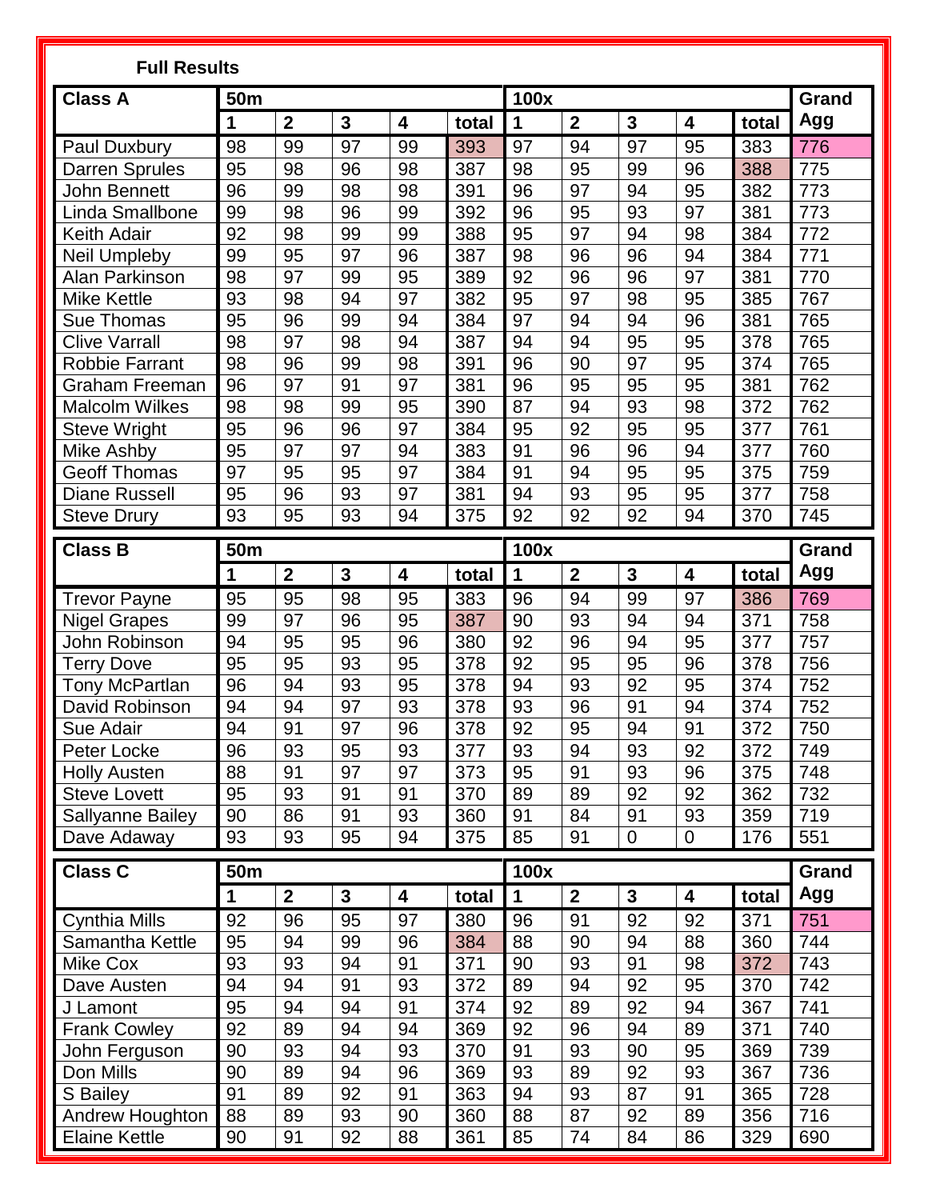**Full Results**

| Class A | 50m | | | | | 100x | | | | | Grand Agg |
|---|---|---|---|---|---|---|---|---|---|---|---|
| | 1 | 2 | 3 | 4 | total | 1 | 2 | 3 | 4 | total | |
| Paul Duxbury | 98 | 99 | 97 | 99 | 393 | 97 | 94 | 97 | 95 | 383 | 776 |
| Darren Sprules | 95 | 98 | 96 | 98 | 387 | 98 | 95 | 99 | 96 | 388 | 775 |
| John Bennett | 96 | 99 | 98 | 98 | 391 | 96 | 97 | 94 | 95 | 382 | 773 |
| Linda Smallbone | 99 | 98 | 96 | 99 | 392 | 96 | 95 | 93 | 97 | 381 | 773 |
| Keith Adair | 92 | 98 | 99 | 99 | 388 | 95 | 97 | 94 | 98 | 384 | 772 |
| Neil Umpleby | 99 | 95 | 97 | 96 | 387 | 98 | 96 | 96 | 94 | 384 | 771 |
| Alan Parkinson | 98 | 97 | 99 | 95 | 389 | 92 | 96 | 96 | 97 | 381 | 770 |
| Mike Kettle | 93 | 98 | 94 | 97 | 382 | 95 | 97 | 98 | 95 | 385 | 767 |
| Sue Thomas | 95 | 96 | 99 | 94 | 384 | 97 | 94 | 94 | 96 | 381 | 765 |
| Clive Varrall | 98 | 97 | 98 | 94 | 387 | 94 | 94 | 95 | 95 | 378 | 765 |
| Robbie Farrant | 98 | 96 | 99 | 98 | 391 | 96 | 90 | 97 | 95 | 374 | 765 |
| Graham Freeman | 96 | 97 | 91 | 97 | 381 | 96 | 95 | 95 | 95 | 381 | 762 |
| Malcolm Wilkes | 98 | 98 | 99 | 95 | 390 | 87 | 94 | 93 | 98 | 372 | 762 |
| Steve Wright | 95 | 96 | 96 | 97 | 384 | 95 | 92 | 95 | 95 | 377 | 761 |
| Mike Ashby | 95 | 97 | 97 | 94 | 383 | 91 | 96 | 96 | 94 | 377 | 760 |
| Geoff Thomas | 97 | 95 | 95 | 97 | 384 | 91 | 94 | 95 | 95 | 375 | 759 |
| Diane Russell | 95 | 96 | 93 | 97 | 381 | 94 | 93 | 95 | 95 | 377 | 758 |
| Steve Drury | 93 | 95 | 93 | 94 | 375 | 92 | 92 | 92 | 94 | 370 | 745 |

| Class B | 50m | | | | | 100x | | | | | Grand Agg |
|---|---|---|---|---|---|---|---|---|---|---|---|
| | 1 | 2 | 3 | 4 | total | 1 | 2 | 3 | 4 | total | |
| Trevor Payne | 95 | 95 | 98 | 95 | 383 | 96 | 94 | 99 | 97 | 386 | 769 |
| Nigel Grapes | 99 | 97 | 96 | 95 | 387 | 90 | 93 | 94 | 94 | 371 | 758 |
| John Robinson | 94 | 95 | 95 | 96 | 380 | 92 | 96 | 94 | 95 | 377 | 757 |
| Terry Dove | 95 | 95 | 93 | 95 | 378 | 92 | 95 | 95 | 96 | 378 | 756 |
| Tony McPartlan | 96 | 94 | 93 | 95 | 378 | 94 | 93 | 92 | 95 | 374 | 752 |
| David Robinson | 94 | 94 | 97 | 93 | 378 | 93 | 96 | 91 | 94 | 374 | 752 |
| Sue Adair | 94 | 91 | 97 | 96 | 378 | 92 | 95 | 94 | 91 | 372 | 750 |
| Peter Locke | 96 | 93 | 95 | 93 | 377 | 93 | 94 | 93 | 92 | 372 | 749 |
| Holly Austen | 88 | 91 | 97 | 97 | 373 | 95 | 91 | 93 | 96 | 375 | 748 |
| Steve Lovett | 95 | 93 | 91 | 91 | 370 | 89 | 89 | 92 | 92 | 362 | 732 |
| Sallyanne Bailey | 90 | 86 | 91 | 93 | 360 | 91 | 84 | 91 | 93 | 359 | 719 |
| Dave Adaway | 93 | 93 | 95 | 94 | 375 | 85 | 91 | 0 | 0 | 176 | 551 |

| Class C | 50m | | | | | 100x | | | | | Grand Agg |
|---|---|---|---|---|---|---|---|---|---|---|---|
| | 1 | 2 | 3 | 4 | total | 1 | 2 | 3 | 4 | total | |
| Cynthia Mills | 92 | 96 | 95 | 97 | 380 | 96 | 91 | 92 | 92 | 371 | 751 |
| Samantha Kettle | 95 | 94 | 99 | 96 | 384 | 88 | 90 | 94 | 88 | 360 | 744 |
| Mike Cox | 93 | 93 | 94 | 91 | 371 | 90 | 93 | 91 | 98 | 372 | 743 |
| Dave Austen | 94 | 94 | 91 | 93 | 372 | 89 | 94 | 92 | 95 | 370 | 742 |
| J Lamont | 95 | 94 | 94 | 91 | 374 | 92 | 89 | 92 | 94 | 367 | 741 |
| Frank Cowley | 92 | 89 | 94 | 94 | 369 | 92 | 96 | 94 | 89 | 371 | 740 |
| John Ferguson | 90 | 93 | 94 | 93 | 370 | 91 | 93 | 90 | 95 | 369 | 739 |
| Don Mills | 90 | 89 | 94 | 96 | 369 | 93 | 89 | 92 | 93 | 367 | 736 |
| S Bailey | 91 | 89 | 92 | 91 | 363 | 94 | 93 | 87 | 91 | 365 | 728 |
| Andrew Houghton | 88 | 89 | 93 | 90 | 360 | 88 | 87 | 92 | 89 | 356 | 716 |
| Elaine Kettle | 90 | 91 | 92 | 88 | 361 | 85 | 74 | 84 | 86 | 329 | 690 |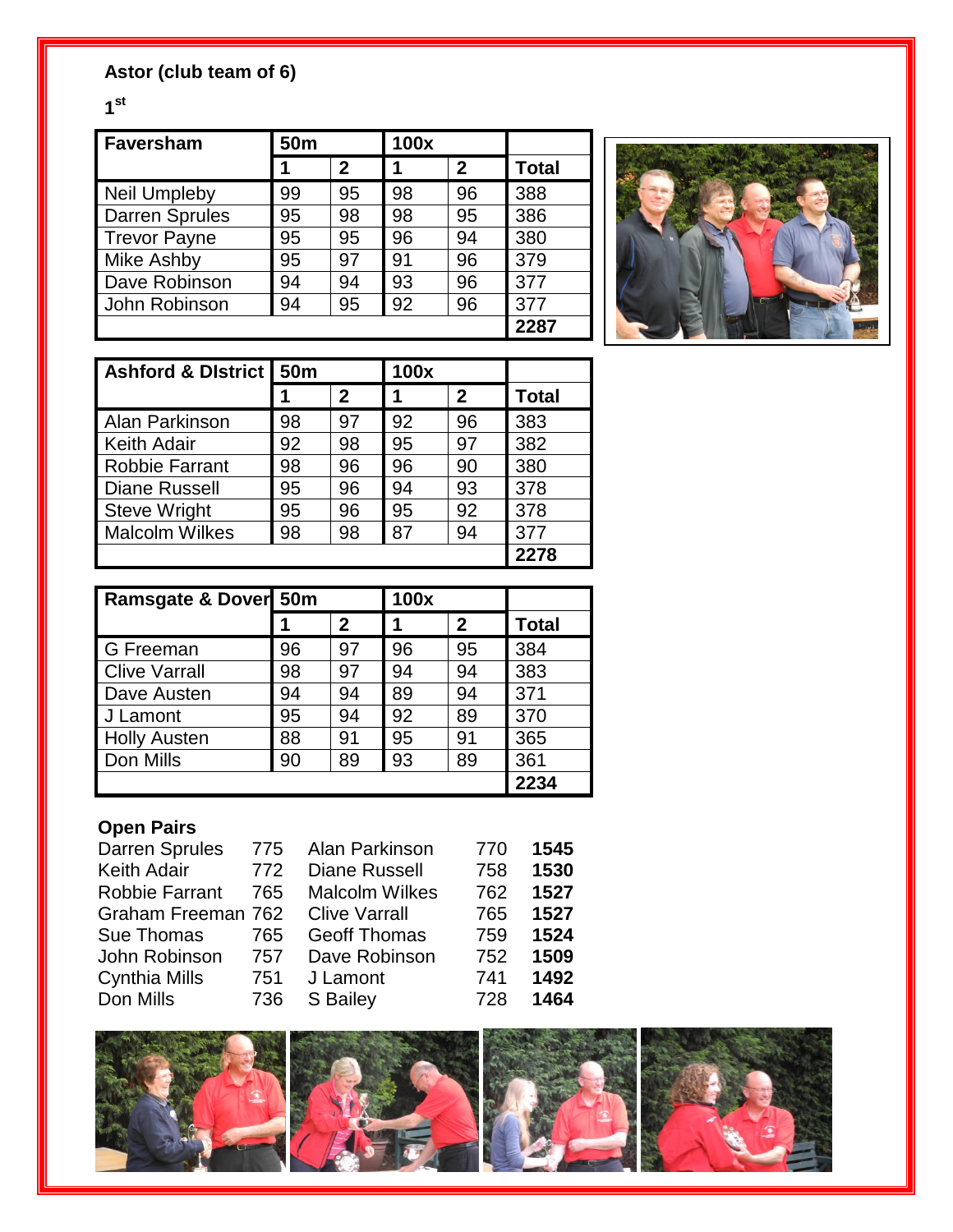**Astor (club team of 6)**

**1st**

| Faversham | 50m | | 100x | | |
|---|---|---|---|---|---|
| | 1 | 2 | 1 | 2 | Total |
| Neil Umpleby | 99 | 95 | 98 | 96 | 388 |
| Darren Sprules | 95 | 98 | 98 | 95 | 386 |
| Trevor Payne | 95 | 95 | 96 | 94 | 380 |
| Mike Ashby | 95 | 97 | 91 | 96 | 379 |
| Dave Robinson | 94 | 94 | 93 | 96 | 377 |
| John Robinson | 94 | 95 | 92 | 96 | 377 |
| | | | | | **2287** |

| Ashford & DIstrict | 50m | | 100x | | |
|---|---|---|---|---|---|
| | 1 | 2 | 1 | 2 | Total |
| Alan Parkinson | 98 | 97 | 92 | 96 | 383 |
| Keith Adair | 92 | 98 | 95 | 97 | 382 |
| Robbie Farrant | 98 | 96 | 96 | 90 | 380 |
| Diane Russell | 95 | 96 | 94 | 93 | 378 |
| Steve Wright | 95 | 96 | 95 | 92 | 378 |
| Malcolm Wilkes | 98 | 98 | 87 | 94 | 377 |
| | | | | | **2278** |

| Ramsgate & Dover | 50m | | 100x | | |
|---|---|---|---|---|---|
| | 1 | 2 | 1 | 2 | Total |
| G Freeman | 96 | 97 | 96 | 95 | 384 |
| Clive Varrall | 98 | 97 | 94 | 94 | 383 |
| Dave Austen | 94 | 94 | 89 | 94 | 371 |
| J Lamont | 95 | 94 | 92 | 89 | 370 |
| Holly Austen | 88 | 91 | 95 | 91 | 365 |
| Don Mills | 90 | 89 | 93 | 89 | 361 |
| | | | | | **2234** |

**Open Pairs**

| | | | | |
|---|---|---|---|---|
| Darren Sprules | 775 | Alan Parkinson | 770 | **1545** |
| Keith Adair | 772 | Diane Russell | 758 | **1530** |
| Robbie Farrant | 765 | Malcolm Wilkes | 762 | **1527** |
| Graham Freeman | 762 | Clive Varrall | 765 | **1527** |
| Sue Thomas | 765 | Geoff Thomas | 759 | **1524** |
| John Robinson | 757 | Dave Robinson | 752 | **1509** |
| Cynthia Mills | 751 | J Lamont | 741 | **1492** |
| Don Mills | 736 | S Bailey | 728 | **1464** |